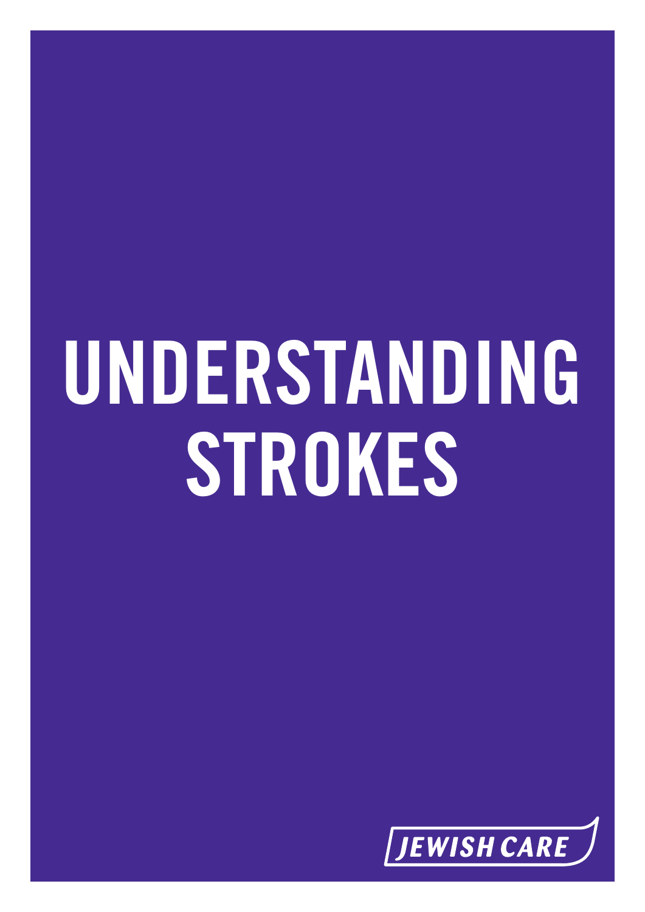# UNDERSTANDING STROKES

JEWISH CARE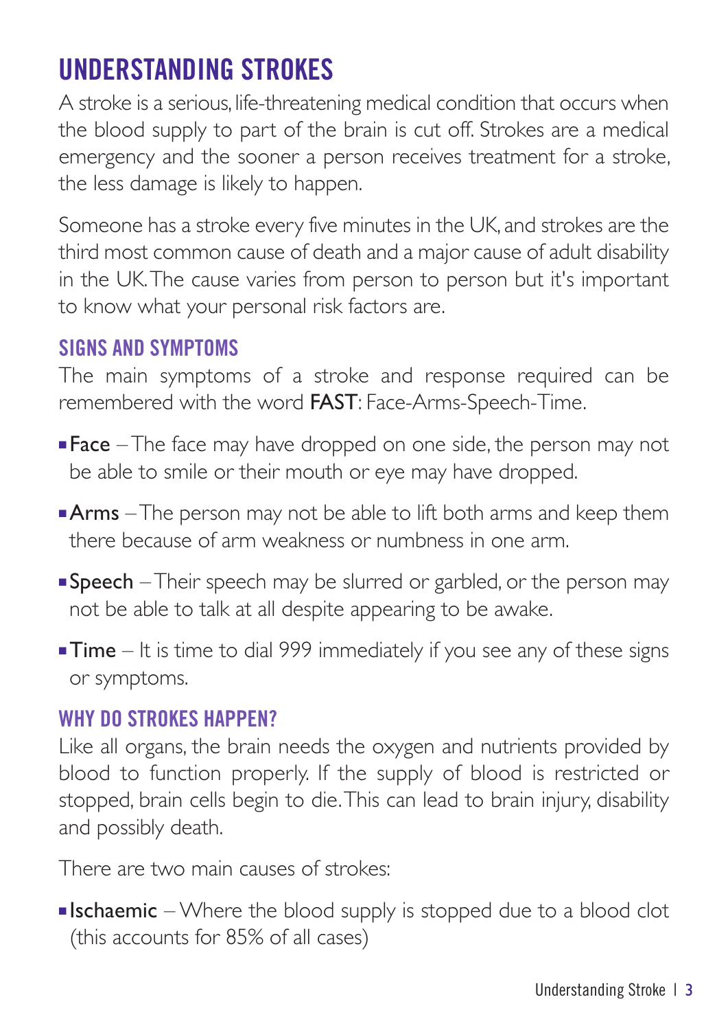# UNDERSTANDING STROKES

A stroke is a serious, life-threatening medical condition that occurs when the blood supply to part of the brain is cut off. Strokes are a medical emergency and the sooner a person receives treatment for a stroke, the less damage is likely to happen.

Someone has a stroke every five minutes in the UK, and strokes are the third most common cause of death and a major cause of adult disability in the UK. The cause varies from person to person but it's important to know what your personal risk factors are.

## SIGNS AND SYMPTOMS

The main symptoms of a stroke and response required can be remembered with the word **FAST**: Face-Arms-Speech-Time.

- **Face** – The face may have dropped on one side, the person may not be able to smile or their mouth or eye may have dropped.
- **Arms** – The person may not be able to lift both arms and keep them there because of arm weakness or numbness in one arm.
- **Speech** – Their speech may be slurred or garbled, or the person may not be able to talk at all despite appearing to be awake.
- **Time** – It is time to dial 999 immediately if you see any of these signs or symptoms.

## WHY DO STROKES HAPPEN?

Like all organs, the brain needs the oxygen and nutrients provided by blood to function properly. If the supply of blood is restricted or stopped, brain cells begin to die. This can lead to brain injury, disability and possibly death.

There are two main causes of strokes:

- **Ischaemic** – Where the blood supply is stopped due to a blood clot (this accounts for 85% of all cases)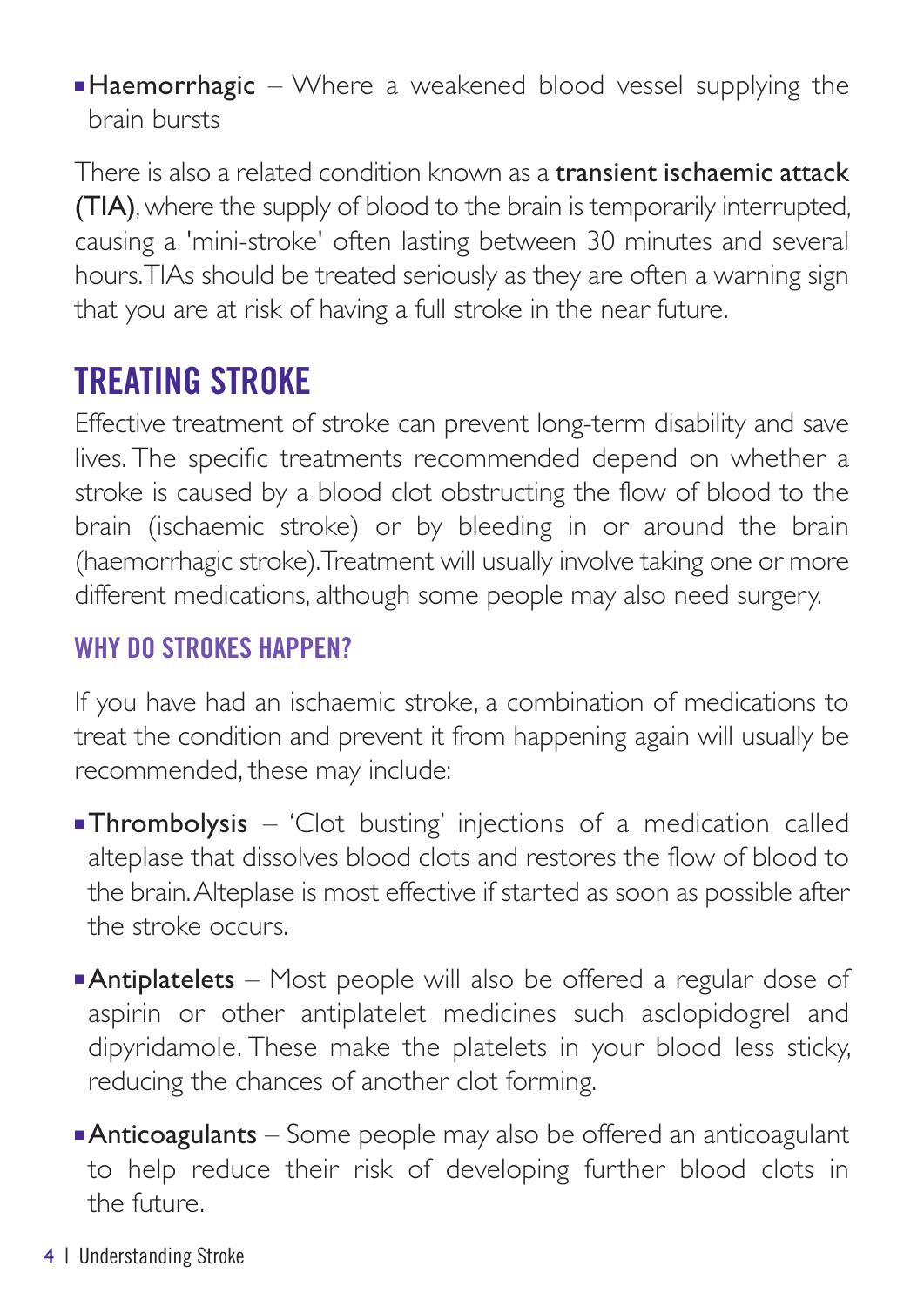- **Haemorrhagic** – Where a weakened blood vessel supplying the brain bursts

There is also a related condition known as a **transient ischaemic attack (TIA)**, where the supply of blood to the brain is temporarily interrupted, causing a 'mini-stroke' often lasting between 30 minutes and several hours. TIAs should be treated seriously as they are often a warning sign that you are at risk of having a full stroke in the near future.

## TREATING STROKE

Effective treatment of stroke can prevent long-term disability and save lives. The specific treatments recommended depend on whether a stroke is caused by a blood clot obstructing the flow of blood to the brain (ischaemic stroke) or by bleeding in or around the brain (haemorrhagic stroke). Treatment will usually involve taking one or more different medications, although some people may also need surgery.

### WHY DO STROKES HAPPEN?

If you have had an ischaemic stroke, a combination of medications to treat the condition and prevent it from happening again will usually be recommended, these may include:

- **Thrombolysis** – 'Clot busting' injections of a medication called alteplase that dissolves blood clots and restores the flow of blood to the brain. Alteplase is most effective if started as soon as possible after the stroke occurs.
- **Antiplatelets** – Most people will also be offered a regular dose of aspirin or other antiplatelet medicines such asclopidogrel and dipyridamole. These make the platelets in your blood less sticky, reducing the chances of another clot forming.
- **Anticoagulants** – Some people may also be offered an anticoagulant to help reduce their risk of developing further blood clots in the future.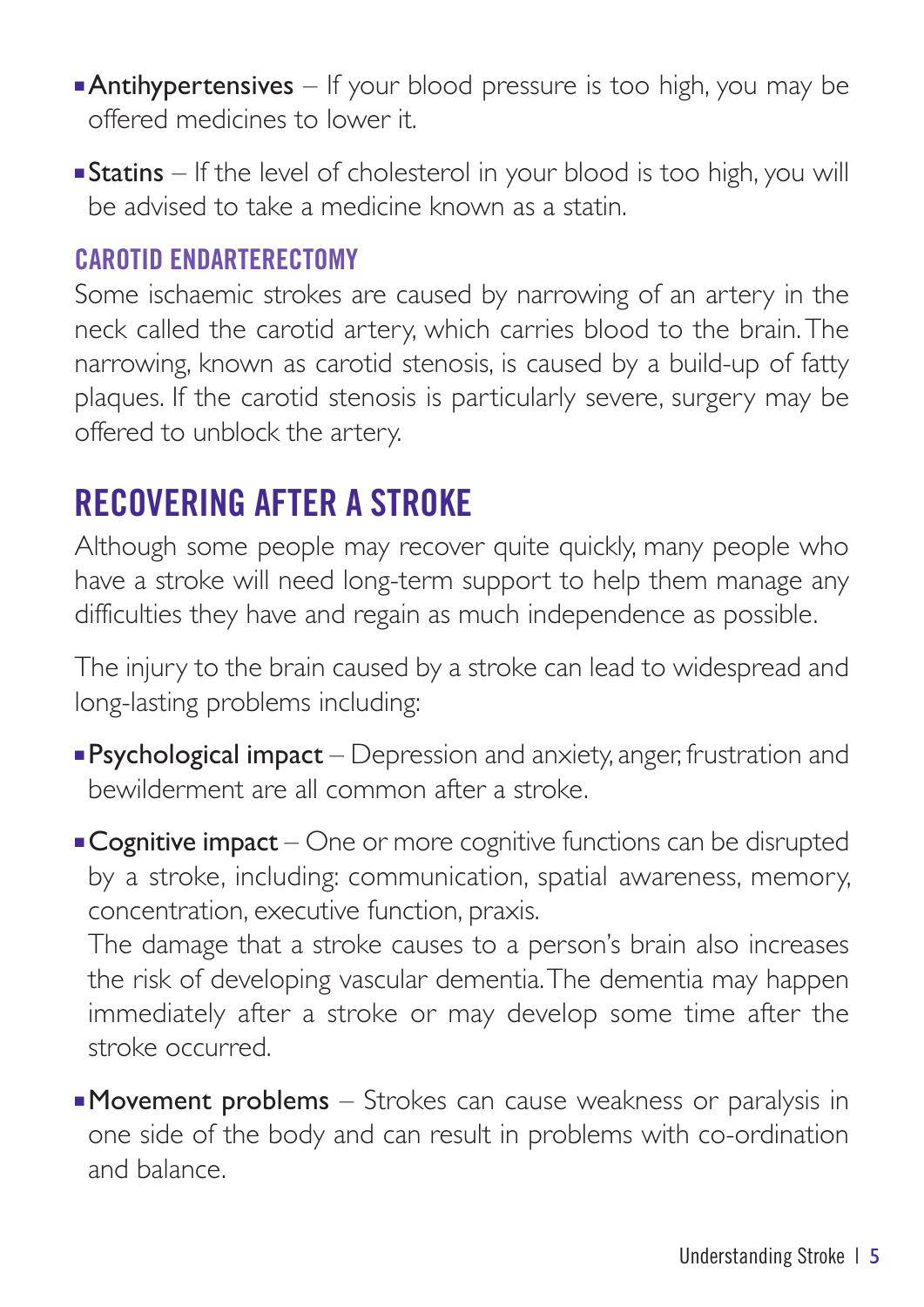- **Antihypertensives** – If your blood pressure is too high, you may be offered medicines to lower it.
- **Statins** – If the level of cholesterol in your blood is too high, you will be advised to take a medicine known as a statin.

### CAROTID ENDARTERECTOMY

Some ischaemic strokes are caused by narrowing of an artery in the neck called the carotid artery, which carries blood to the brain. The narrowing, known as carotid stenosis, is caused by a build-up of fatty plaques. If the carotid stenosis is particularly severe, surgery may be offered to unblock the artery.

## RECOVERING AFTER A STROKE

Although some people may recover quite quickly, many people who have a stroke will need long-term support to help them manage any difficulties they have and regain as much independence as possible.

The injury to the brain caused by a stroke can lead to widespread and long-lasting problems including:

- **Psychological impact** – Depression and anxiety, anger, frustration and bewilderment are all common after a stroke.
- **Cognitive impact** – One or more cognitive functions can be disrupted by a stroke, including: communication, spatial awareness, memory, concentration, executive function, praxis.
  The damage that a stroke causes to a person's brain also increases the risk of developing vascular dementia. The dementia may happen immediately after a stroke or may develop some time after the stroke occurred.
- **Movement problems** – Strokes can cause weakness or paralysis in one side of the body and can result in problems with co-ordination and balance.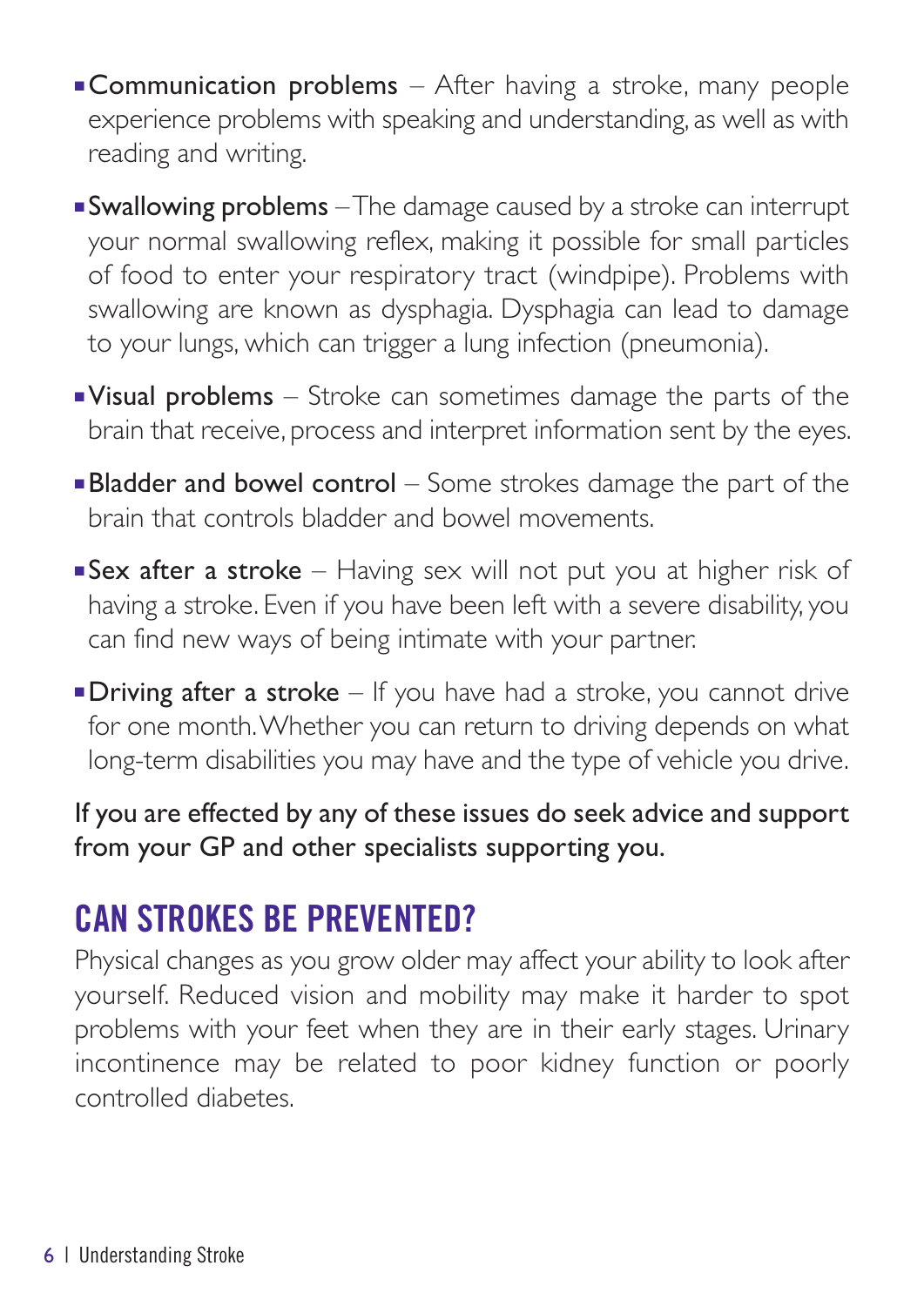- **Communication problems** – After having a stroke, many people experience problems with speaking and understanding, as well as with reading and writing.
- **Swallowing problems** – The damage caused by a stroke can interrupt your normal swallowing reflex, making it possible for small particles of food to enter your respiratory tract (windpipe). Problems with swallowing are known as dysphagia. Dysphagia can lead to damage to your lungs, which can trigger a lung infection (pneumonia).
- **Visual problems** – Stroke can sometimes damage the parts of the brain that receive, process and interpret information sent by the eyes.
- **Bladder and bowel control** – Some strokes damage the part of the brain that controls bladder and bowel movements.
- **Sex after a stroke** – Having sex will not put you at higher risk of having a stroke. Even if you have been left with a severe disability, you can find new ways of being intimate with your partner.
- **Driving after a stroke** – If you have had a stroke, you cannot drive for one month. Whether you can return to driving depends on what long-term disabilities you may have and the type of vehicle you drive.

If you are effected by any of these issues do seek advice and support from your GP and other specialists supporting you.

## CAN STROKES BE PREVENTED?

Physical changes as you grow older may affect your ability to look after yourself. Reduced vision and mobility may make it harder to spot problems with your feet when they are in their early stages. Urinary incontinence may be related to poor kidney function or poorly controlled diabetes.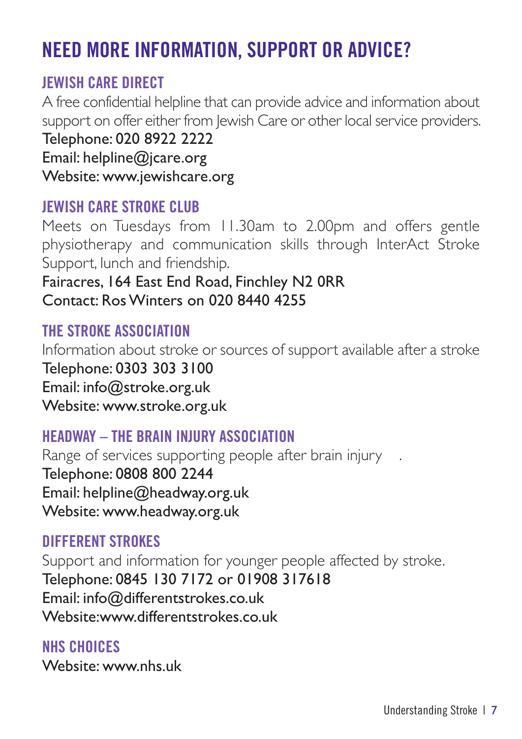# NEED MORE INFORMATION, SUPPORT OR ADVICE?

## JEWISH CARE DIRECT

A free confidential helpline that can provide advice and information about support on offer either from Jewish Care or other local service providers.

Telephone: 020 8922 2222
Email: helpline@jcare.org
Website: www.jewishcare.org

## JEWISH CARE STROKE CLUB

Meets on Tuesdays from 11.30am to 2.00pm and offers gentle physiotherapy and communication skills through InterAct Stroke Support, lunch and friendship.

Fairacres, 164 East End Road, Finchley N2 0RR
Contact: Ros Winters on 020 8440 4255

## THE STROKE ASSOCIATION

Information about stroke or sources of support available after a stroke

Telephone: 0303 303 3100
Email: info@stroke.org.uk
Website: www.stroke.org.uk

## HEADWAY – THE BRAIN INJURY ASSOCIATION

Range of services supporting people after brain injury .

Telephone: 0808 800 2244
Email: helpline@headway.org.uk
Website: www.headway.org.uk

## DIFFERENT STROKES

Support and information for younger people affected by stroke.

Telephone: 0845 130 7172 or 01908 317618
Email: info@differentstrokes.co.uk
Website:www.differentstrokes.co.uk

## NHS CHOICES

Website: www.nhs.uk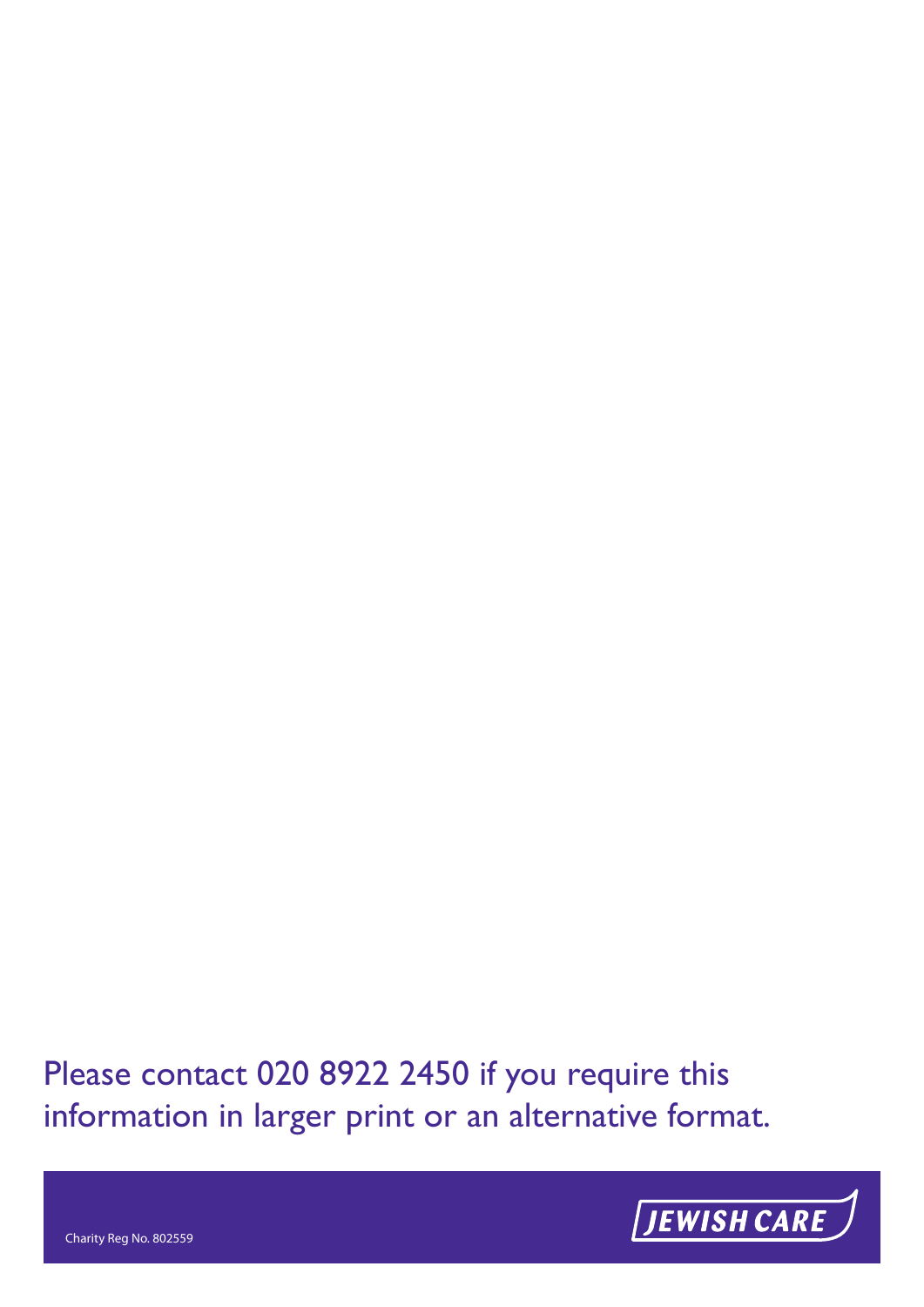Please contact 020 8922 2450 if you require this information in larger print or an alternative format.

Charity Reg No. 802559

JEWISH CARE